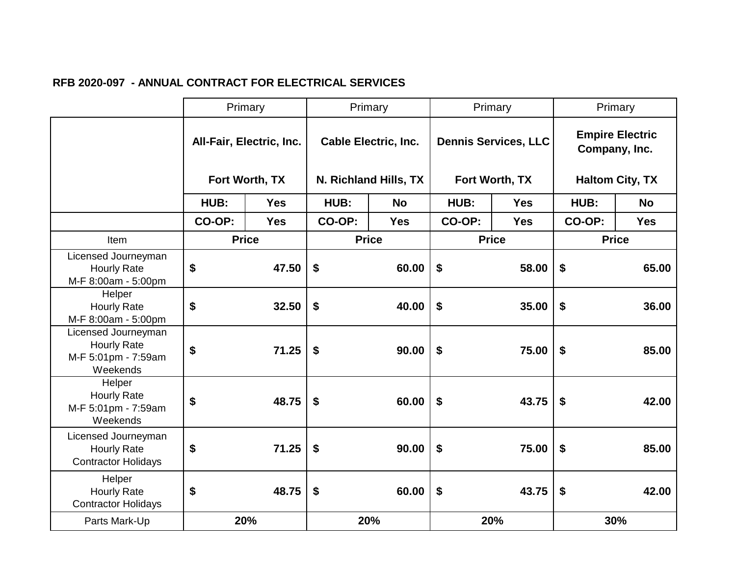**RFB 2020-097 - ANNUAL CONTRACT FOR ELECTRICAL SERVICES**

| | Primary | | Primary | | Primary | | Primary | |
|---|---|---|---|---|---|---|---|---|
| | **All-Fair, Electric, Inc.**<br><br>**Fort Worth, TX** | | **Cable Electric, Inc.**<br><br>**N. Richland Hills, TX** | | **Dennis Services, LLC**<br><br>**Fort Worth, TX** | | **Empire Electric Company, Inc.**<br><br>**Haltom City, TX** | |
| | **HUB:** | **Yes** | **HUB:** | **No** | **HUB:** | **Yes** | **HUB:** | **No** |
| | **CO-OP:** | **Yes** | **CO-OP:** | **Yes** | **CO-OP:** | **Yes** | **CO-OP:** | **Yes** |
| Item | **Price** | | **Price** | | **Price** | | **Price** | |
| Licensed Journeyman Hourly Rate M-F 8:00am - 5:00pm | **$** | **47.50** | **$** | **60.00** | **$** | **58.00** | **$** | **65.00** |
| Helper Hourly Rate M-F 8:00am - 5:00pm | **$** | **32.50** | **$** | **40.00** | **$** | **35.00** | **$** | **36.00** |
| Licensed Journeyman Hourly Rate M-F 5:01pm - 7:59am Weekends | **$** | **71.25** | **$** | **90.00** | **$** | **75.00** | **$** | **85.00** |
| Helper Hourly Rate M-F 5:01pm - 7:59am Weekends | **$** | **48.75** | **$** | **60.00** | **$** | **43.75** | **$** | **42.00** |
| Licensed Journeyman Hourly Rate Contractor Holidays | **$** | **71.25** | **$** | **90.00** | **$** | **75.00** | **$** | **85.00** |
| Helper Hourly Rate Contractor Holidays | **$** | **48.75** | **$** | **60.00** | **$** | **43.75** | **$** | **42.00** |
| Parts Mark-Up | **20%** | | **20%** | | **20%** | | **30%** | |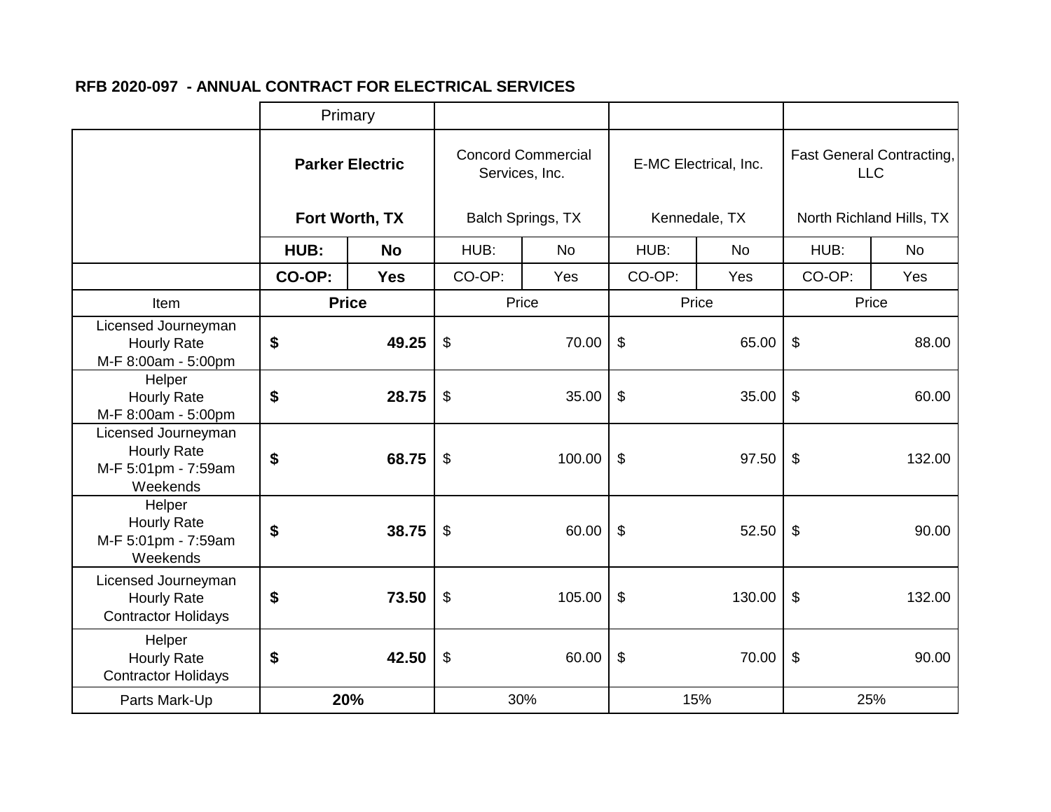**RFB 2020-097 - ANNUAL CONTRACT FOR ELECTRICAL SERVICES**

| | Primary | | | | | | | |
|---|---|---|---|---|---|---|---|---|
| | **Parker Electric**<br><br>**Fort Worth, TX** | | Concord Commercial Services, Inc.<br><br>Balch Springs, TX | | E-MC Electrical, Inc.<br><br>Kennedale, TX | | Fast General Contracting, LLC<br><br>North Richland Hills, TX | |
| | **HUB:** | **No** | HUB: | No | HUB: | No | HUB: | No |
| | **CO-OP:** | **Yes** | CO-OP: | Yes | CO-OP: | Yes | CO-OP: | Yes |
| Item | **Price** | | Price | | Price | | Price | |
| Licensed Journeyman Hourly Rate M-F 8:00am - 5:00pm | **$** | **49.25** | $ | 70.00 | $ | 65.00 | $ | 88.00 |
| Helper Hourly Rate M-F 8:00am - 5:00pm | **$** | **28.75** | $ | 35.00 | $ | 35.00 | $ | 60.00 |
| Licensed Journeyman Hourly Rate M-F 5:01pm - 7:59am Weekends | **$** | **68.75** | $ | 100.00 | $ | 97.50 | $ | 132.00 |
| Helper Hourly Rate M-F 5:01pm - 7:59am Weekends | **$** | **38.75** | $ | 60.00 | $ | 52.50 | $ | 90.00 |
| Licensed Journeyman Hourly Rate Contractor Holidays | **$** | **73.50** | $ | 105.00 | $ | 130.00 | $ | 132.00 |
| Helper Hourly Rate Contractor Holidays | **$** | **42.50** | $ | 60.00 | $ | 70.00 | $ | 90.00 |
| Parts Mark-Up | **20%** | | 30% | | 15% | | 25% | |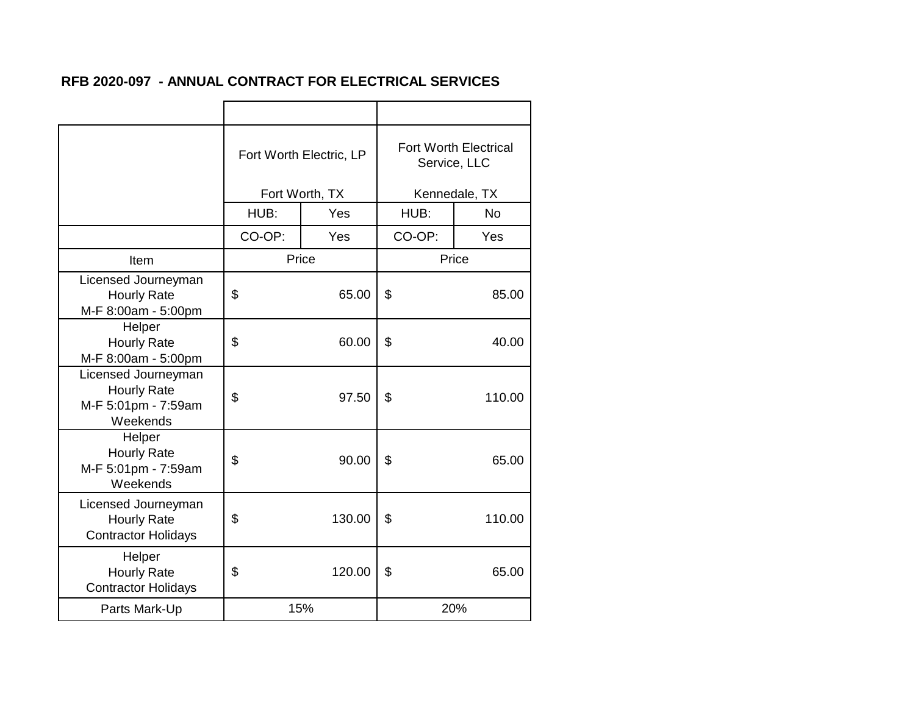**RFB 2020-097 - ANNUAL CONTRACT FOR ELECTRICAL SERVICES**

| | Fort Worth Electric, LP<br>Fort Worth, TX | | Fort Worth Electrical Service, LLC<br>Kennedale, TX | |
|---|---|---|---|---|
| | HUB: | Yes | HUB: | No |
| | CO-OP: | Yes | CO-OP: | Yes |
| Item | Price | | Price | |
| Licensed Journeyman<br>Hourly Rate<br>M-F 8:00am - 5:00pm | $ | 65.00 | $ | 85.00 |
| Helper<br>Hourly Rate<br>M-F 8:00am - 5:00pm | $ | 60.00 | $ | 40.00 |
| Licensed Journeyman<br>Hourly Rate<br>M-F 5:01pm - 7:59am<br>Weekends | $ | 97.50 | $ | 110.00 |
| Helper<br>Hourly Rate<br>M-F 5:01pm - 7:59am<br>Weekends | $ | 90.00 | $ | 65.00 |
| Licensed Journeyman<br>Hourly Rate<br>Contractor Holidays | $ | 130.00 | $ | 110.00 |
| Helper<br>Hourly Rate<br>Contractor Holidays | $ | 120.00 | $ | 65.00 |
| Parts Mark-Up | 15% | | 20% | |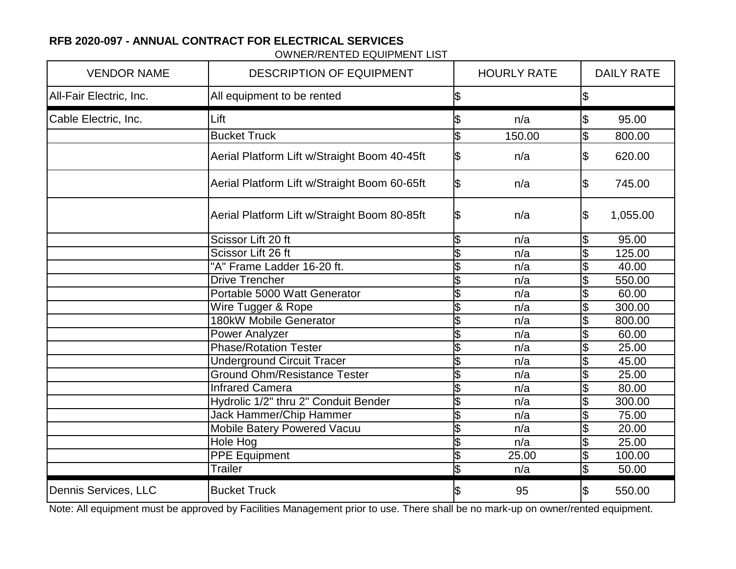**RFB 2020-097 - ANNUAL CONTRACT FOR ELECTRICAL SERVICES**

OWNER/RENTED EQUIPMENT LIST

| VENDOR NAME | DESCRIPTION OF EQUIPMENT | HOURLY RATE | DAILY RATE |
|---|---|---|---|
| All-Fair Electric, Inc. | All equipment to be rented | $ | $ |
| Cable Electric, Inc. | Lift | $ n/a | $ 95.00 |
| | Bucket Truck | $ 150.00 | $ 800.00 |
| | Aerial Platform Lift w/Straight Boom 40-45ft | $ n/a | $ 620.00 |
| | Aerial Platform Lift w/Straight Boom 60-65ft | $ n/a | $ 745.00 |
| | Aerial Platform Lift w/Straight Boom 80-85ft | $ n/a | $ 1,055.00 |
| | Scissor Lift 20 ft | $ n/a | $ 95.00 |
| | Scissor Lift 26 ft | $ n/a | $ 125.00 |
| | "A" Frame Ladder 16-20 ft. | $ n/a | $ 40.00 |
| | Drive Trencher | $ n/a | $ 550.00 |
| | Portable 5000 Watt Generator | $ n/a | $ 60.00 |
| | Wire Tugger & Rope | $ n/a | $ 300.00 |
| | 180kW Mobile Generator | $ n/a | $ 800.00 |
| | Power Analyzer | $ n/a | $ 60.00 |
| | Phase/Rotation Tester | $ n/a | $ 25.00 |
| | Underground Circuit Tracer | $ n/a | $ 45.00 |
| | Ground Ohm/Resistance Tester | $ n/a | $ 25.00 |
| | Infrared Camera | $ n/a | $ 80.00 |
| | Hydrolic 1/2" thru 2" Conduit Bender | $ n/a | $ 300.00 |
| | Jack Hammer/Chip Hammer | $ n/a | $ 75.00 |
| | Mobile Batery Powered Vacuu | $ n/a | $ 20.00 |
| | Hole Hog | $ n/a | $ 25.00 |
| | PPE Equipment | $ 25.00 | $ 100.00 |
| | Trailer | $ n/a | $ 50.00 |
| Dennis Services, LLC | Bucket Truck | $ 95 | $ 550.00 |

Note: All equipment must be approved by Facilities Management prior to use. There shall be no mark-up on owner/rented equipment.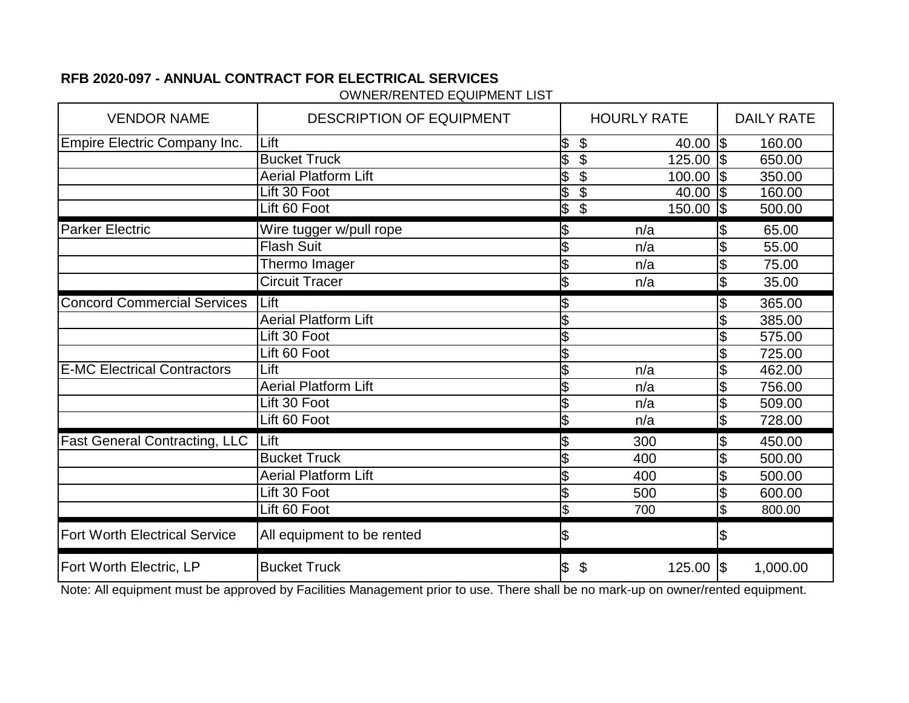**RFB 2020-097 - ANNUAL CONTRACT FOR ELECTRICAL SERVICES**

OWNER/RENTED EQUIPMENT LIST

| VENDOR NAME | DESCRIPTION OF EQUIPMENT | HOURLY RATE | DAILY RATE |
|---|---|---|---|
| Empire Electric Company Inc. | Lift | $ $ 40.00 | $ 160.00 |
| | Bucket Truck | $ $ 125.00 | $ 650.00 |
| | Aerial Platform Lift | $ $ 100.00 | $ 350.00 |
| | Lift 30 Foot | $ $ 40.00 | $ 160.00 |
| | Lift 60 Foot | $ $ 150.00 | $ 500.00 |
| Parker Electric | Wire tugger w/pull rope | $ n/a | $ 65.00 |
| | Flash Suit | $ n/a | $ 55.00 |
| | Thermo Imager | $ n/a | $ 75.00 |
| | Circuit Tracer | $ n/a | $ 35.00 |
| Concord Commercial Services | Lift | $ | $ 365.00 |
| | Aerial Platform Lift | $ | $ 385.00 |
| | Lift 30 Foot | $ | $ 575.00 |
| | Lift 60 Foot | $ | $ 725.00 |
| E-MC Electrical Contractors | Lift | $ n/a | $ 462.00 |
| | Aerial Platform Lift | $ n/a | $ 756.00 |
| | Lift 30 Foot | $ n/a | $ 509.00 |
| | Lift 60 Foot | $ n/a | $ 728.00 |
| Fast General Contracting, LLC | Lift | $ 300 | $ 450.00 |
| | Bucket Truck | $ 400 | $ 500.00 |
| | Aerial Platform Lift | $ 400 | $ 500.00 |
| | Lift 30 Foot | $ 500 | $ 600.00 |
| | Lift 60 Foot | $ 700 | $ 800.00 |
| Fort Worth Electrical Service | All equipment to be rented | $ | $ |
| Fort Worth Electric, LP | Bucket Truck | $ $ 125.00 | $ 1,000.00 |

Note: All equipment must be approved by Facilities Management prior to use. There shall be no mark-up on owner/rented equipment.